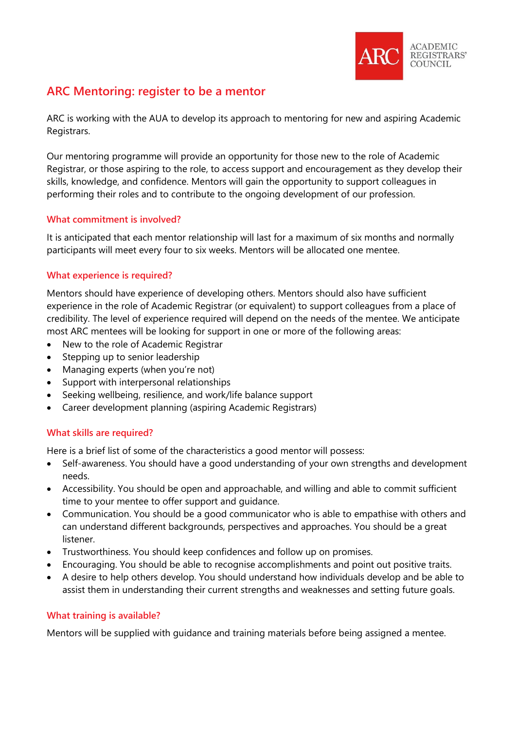# ARC Mentoring: register to be a mentor

ARC is working with the AUA to develop its approach to mentoring for new and aspiring Academic Registrars.

Our mentoring programme will provide an opportunity for those new to the role of Academic Registrar, or those aspiring to the role, to access support and encouragement as they develop their skills, knowledge, and confidence. Mentors will gain the opportunity to support colleagues in performing their roles and to contribute to the ongoing development of our profession.

## What commitment is involved?

It is anticipated that each mentor relationship will last for a maximum of six months and normally participants will meet every four to six weeks. Mentors will be allocated one mentee.

## What experience is required?

Mentors should have experience of developing others. Mentors should also have sufficient experience in the role of Academic Registrar (or equivalent) to support colleagues from a place of credibility. The level of experience required will depend on the needs of the mentee. We anticipate most ARC mentees will be looking for support in one or more of the following areas:

- New to the role of Academic Registrar
- Stepping up to senior leadership
- Managing experts (when you're not)
- Support with interpersonal relationships
- Seeking wellbeing, resilience, and work/life balance support
- Career development planning (aspiring Academic Registrars)

## What skills are required?

Here is a brief list of some of the characteristics a good mentor will possess:

- Self-awareness. You should have a good understanding of your own strengths and development needs.
- Accessibility. You should be open and approachable, and willing and able to commit sufficient time to your mentee to offer support and guidance.
- Communication. You should be a good communicator who is able to empathise with others and can understand different backgrounds, perspectives and approaches. You should be a great listener.
- Trustworthiness. You should keep confidences and follow up on promises.
- Encouraging. You should be able to recognise accomplishments and point out positive traits.
- A desire to help others develop. You should understand how individuals develop and be able to assist them in understanding their current strengths and weaknesses and setting future goals.

## What training is available?

Mentors will be supplied with guidance and training materials before being assigned a mentee.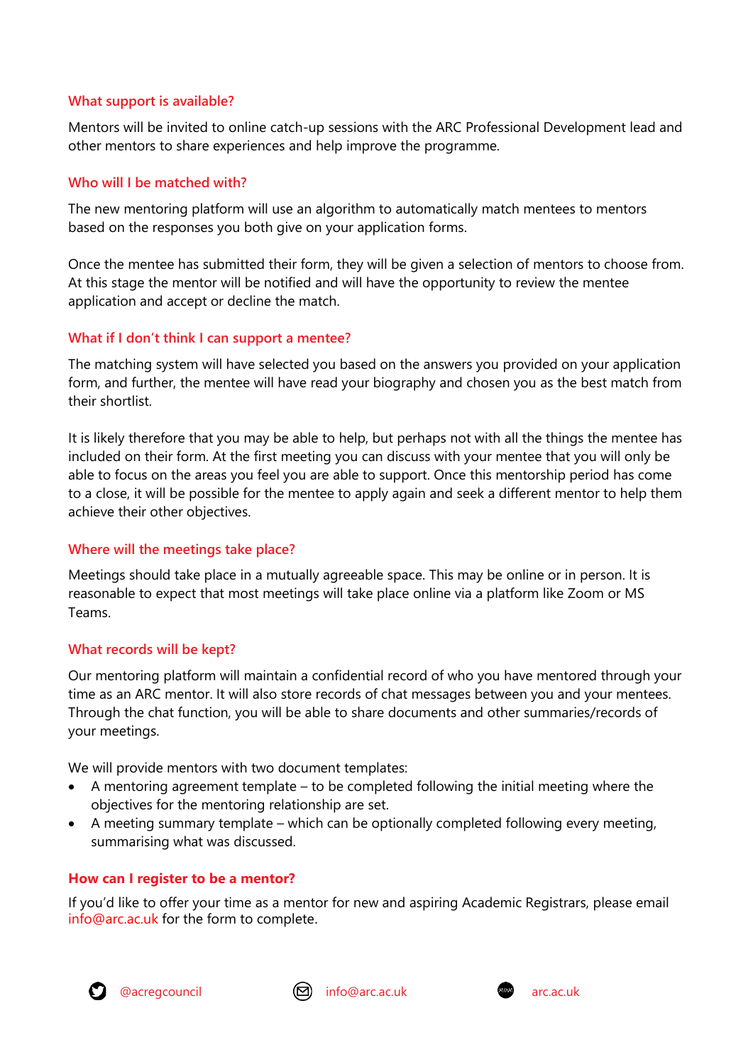### What support is available?

Mentors will be invited to online catch-up sessions with the ARC Professional Development lead and other mentors to share experiences and help improve the programme.

### Who will I be matched with?

The new mentoring platform will use an algorithm to automatically match mentees to mentors based on the responses you both give on your application forms.

Once the mentee has submitted their form, they will be given a selection of mentors to choose from. At this stage the mentor will be notified and will have the opportunity to review the mentee application and accept or decline the match.

### What if I don't think I can support a mentee?

The matching system will have selected you based on the answers you provided on your application form, and further, the mentee will have read your biography and chosen you as the best match from their shortlist.

It is likely therefore that you may be able to help, but perhaps not with all the things the mentee has included on their form. At the first meeting you can discuss with your mentee that you will only be able to focus on the areas you feel you are able to support. Once this mentorship period has come to a close, it will be possible for the mentee to apply again and seek a different mentor to help them achieve their other objectives.

### Where will the meetings take place?

Meetings should take place in a mutually agreeable space. This may be online or in person. It is reasonable to expect that most meetings will take place online via a platform like Zoom or MS Teams.

### What records will be kept?

Our mentoring platform will maintain a confidential record of who you have mentored through your time as an ARC mentor. It will also store records of chat messages between you and your mentees. Through the chat function, you will be able to share documents and other summaries/records of your meetings.

We will provide mentors with two document templates:

- A mentoring agreement template – to be completed following the initial meeting where the objectives for the mentoring relationship are set.
- A meeting summary template – which can be optionally completed following every meeting, summarising what was discussed.

### How can I register to be a mentor?

If you'd like to offer your time as a mentor for new and aspiring Academic Registrars, please email info@arc.ac.uk for the form to complete.

@acregcouncil    info@arc.ac.uk    arc.ac.uk